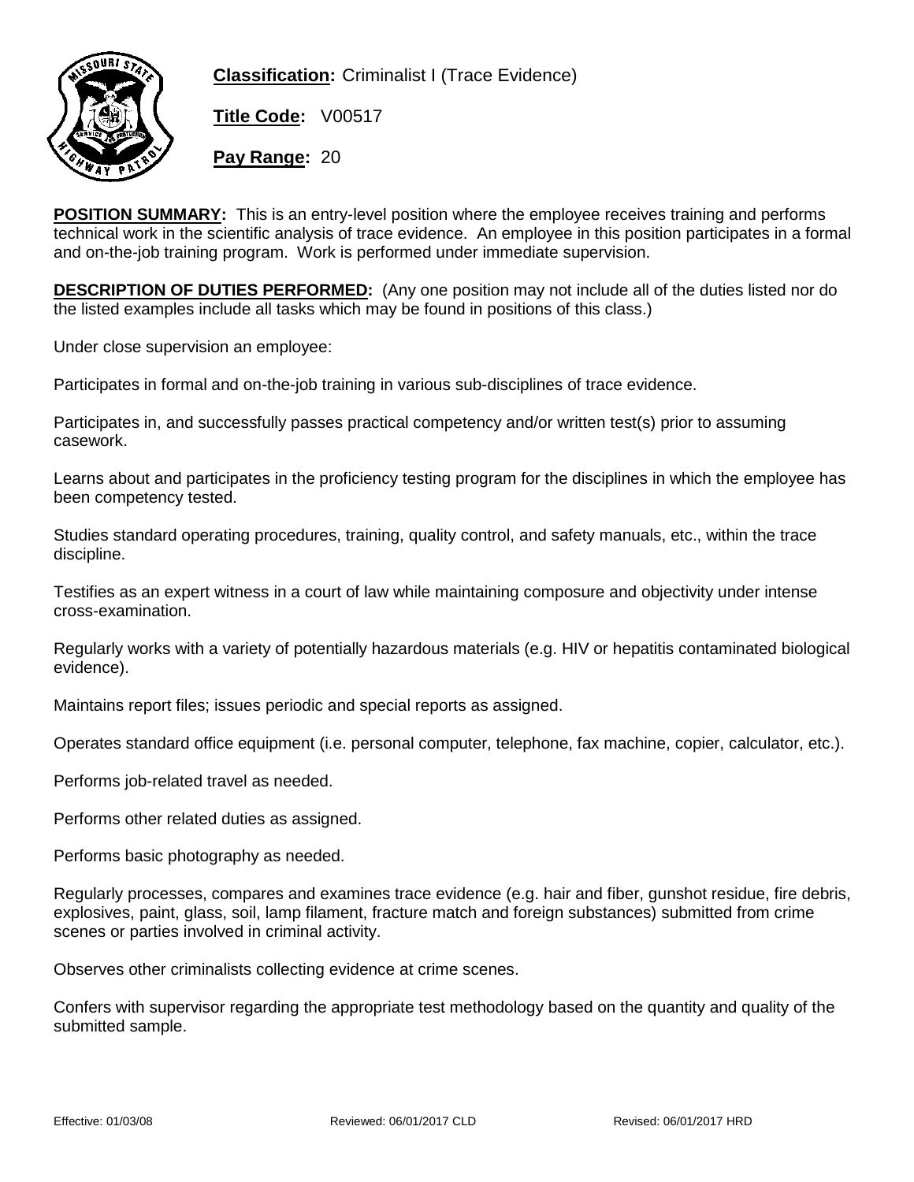**Classification:** Criminalist I (Trace Evidence)

**Title Code:** V00517

**Pay Range:** 20

**POSITION SUMMARY:** This is an entry-level position where the employee receives training and performs technical work in the scientific analysis of trace evidence. An employee in this position participates in a formal and on-the-job training program. Work is performed under immediate supervision.

**DESCRIPTION OF DUTIES PERFORMED:** (Any one position may not include all of the duties listed nor do the listed examples include all tasks which may be found in positions of this class.)

Under close supervision an employee:

Participates in formal and on-the-job training in various sub-disciplines of trace evidence.

Participates in, and successfully passes practical competency and/or written test(s) prior to assuming casework.

Learns about and participates in the proficiency testing program for the disciplines in which the employee has been competency tested.

Studies standard operating procedures, training, quality control, and safety manuals, etc., within the trace discipline.

Testifies as an expert witness in a court of law while maintaining composure and objectivity under intense cross-examination.

Regularly works with a variety of potentially hazardous materials (e.g. HIV or hepatitis contaminated biological evidence).

Maintains report files; issues periodic and special reports as assigned.

Operates standard office equipment (i.e. personal computer, telephone, fax machine, copier, calculator, etc.).

Performs job-related travel as needed.

Performs other related duties as assigned.

Performs basic photography as needed.

Regularly processes, compares and examines trace evidence (e.g. hair and fiber, gunshot residue, fire debris, explosives, paint, glass, soil, lamp filament, fracture match and foreign substances) submitted from crime scenes or parties involved in criminal activity.

Observes other criminalists collecting evidence at crime scenes.

Confers with supervisor regarding the appropriate test methodology based on the quantity and quality of the submitted sample.

Effective: 01/03/08 Reviewed: 06/01/2017 CLD Revised: 06/01/2017 HRD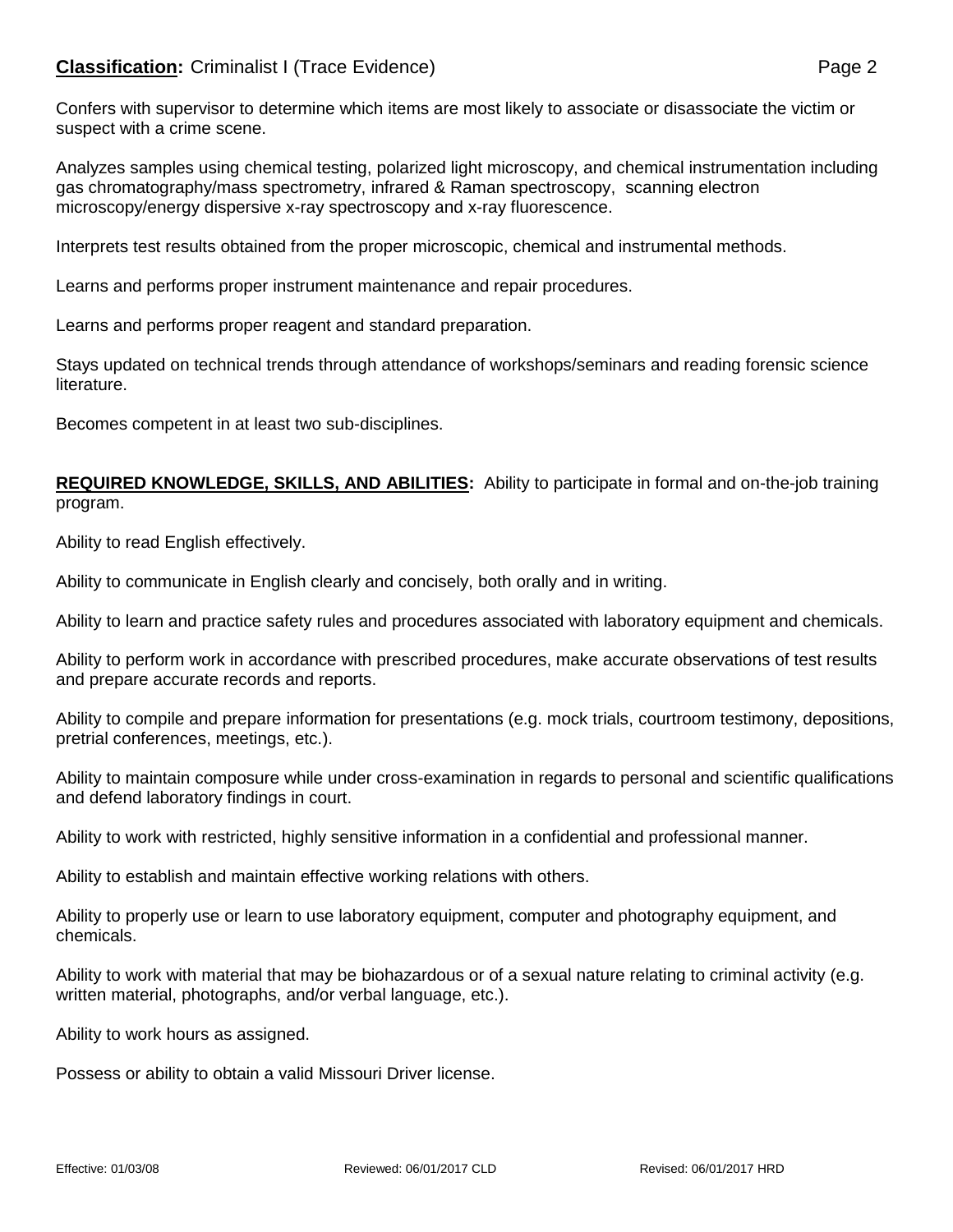Confers with supervisor to determine which items are most likely to associate or disassociate the victim or suspect with a crime scene.

Analyzes samples using chemical testing, polarized light microscopy, and chemical instrumentation including gas chromatography/mass spectrometry, infrared & Raman spectroscopy, scanning electron microscopy/energy dispersive x-ray spectroscopy and x-ray fluorescence.

Interprets test results obtained from the proper microscopic, chemical and instrumental methods.

Learns and performs proper instrument maintenance and repair procedures.

Learns and performs proper reagent and standard preparation.

Stays updated on technical trends through attendance of workshops/seminars and reading forensic science literature.

Becomes competent in at least two sub-disciplines.

**REQUIRED KNOWLEDGE, SKILLS, AND ABILITIES:** Ability to participate in formal and on-the-job training program.

Ability to read English effectively.

Ability to communicate in English clearly and concisely, both orally and in writing.

Ability to learn and practice safety rules and procedures associated with laboratory equipment and chemicals.

Ability to perform work in accordance with prescribed procedures, make accurate observations of test results and prepare accurate records and reports.

Ability to compile and prepare information for presentations (e.g. mock trials, courtroom testimony, depositions, pretrial conferences, meetings, etc.).

Ability to maintain composure while under cross-examination in regards to personal and scientific qualifications and defend laboratory findings in court.

Ability to work with restricted, highly sensitive information in a confidential and professional manner.

Ability to establish and maintain effective working relations with others.

Ability to properly use or learn to use laboratory equipment, computer and photography equipment, and chemicals.

Ability to work with material that may be biohazardous or of a sexual nature relating to criminal activity (e.g. written material, photographs, and/or verbal language, etc.).

Ability to work hours as assigned.

Possess or ability to obtain a valid Missouri Driver license.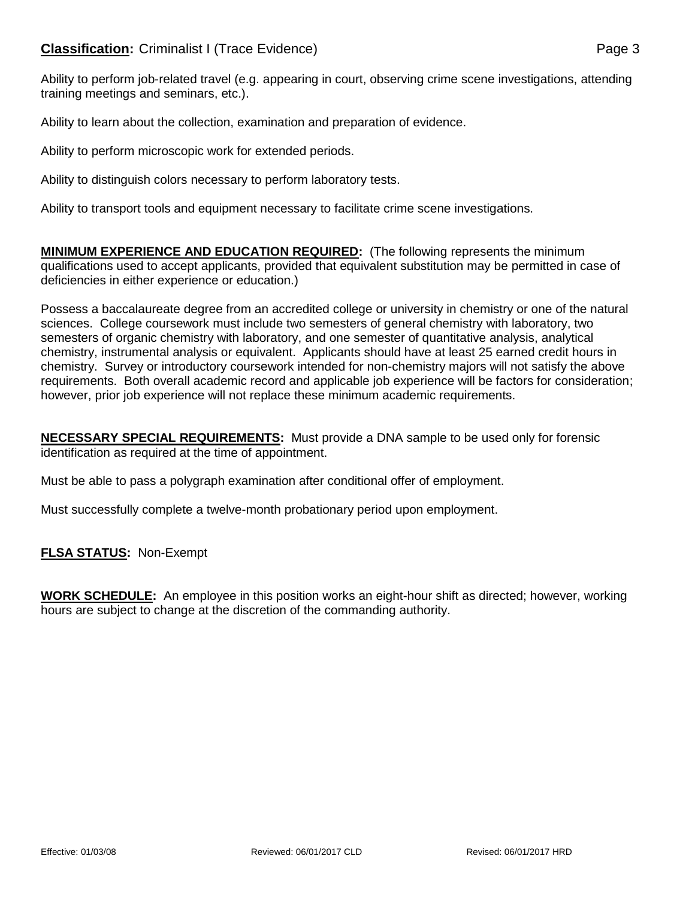Ability to perform job-related travel (e.g. appearing in court, observing crime scene investigations, attending training meetings and seminars, etc.).

Ability to learn about the collection, examination and preparation of evidence.

Ability to perform microscopic work for extended periods.

Ability to distinguish colors necessary to perform laboratory tests.

Ability to transport tools and equipment necessary to facilitate crime scene investigations.

**MINIMUM EXPERIENCE AND EDUCATION REQUIRED:** (The following represents the minimum qualifications used to accept applicants, provided that equivalent substitution may be permitted in case of deficiencies in either experience or education.)

Possess a baccalaureate degree from an accredited college or university in chemistry or one of the natural sciences. College coursework must include two semesters of general chemistry with laboratory, two semesters of organic chemistry with laboratory, and one semester of quantitative analysis, analytical chemistry, instrumental analysis or equivalent. Applicants should have at least 25 earned credit hours in chemistry. Survey or introductory coursework intended for non-chemistry majors will not satisfy the above requirements. Both overall academic record and applicable job experience will be factors for consideration; however, prior job experience will not replace these minimum academic requirements.

**NECESSARY SPECIAL REQUIREMENTS:** Must provide a DNA sample to be used only for forensic identification as required at the time of appointment.

Must be able to pass a polygraph examination after conditional offer of employment.

Must successfully complete a twelve-month probationary period upon employment.

**FLSA STATUS:** Non-Exempt

**WORK SCHEDULE:** An employee in this position works an eight-hour shift as directed; however, working hours are subject to change at the discretion of the commanding authority.

Effective: 01/03/08 Reviewed: 06/01/2017 CLD Revised: 06/01/2017 HRD